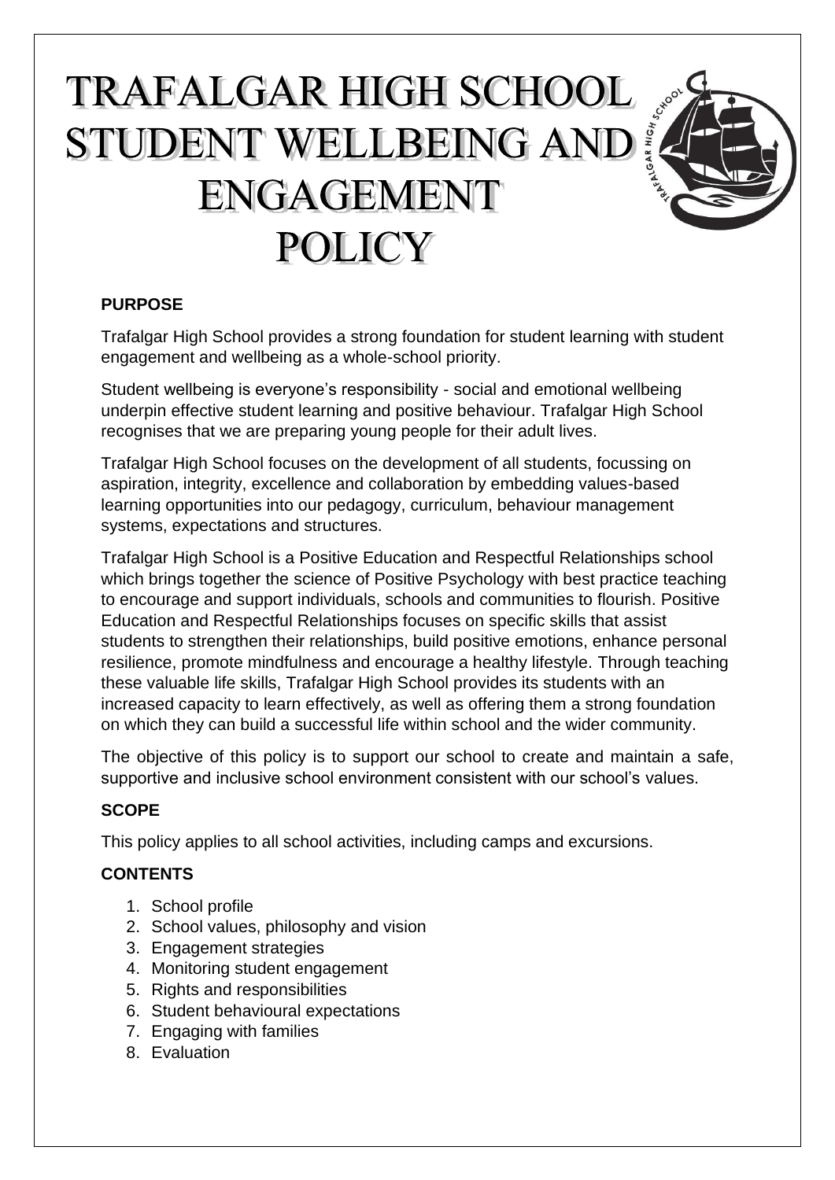# TRAFALGAR HIGH SCHOOL STUDENT WELLBEING AND ENGAGEMENT POLICY

**PURPOSE**

Trafalgar High School provides a strong foundation for student learning with student engagement and wellbeing as a whole-school priority.

Student wellbeing is everyone's responsibility - social and emotional wellbeing underpin effective student learning and positive behaviour. Trafalgar High School recognises that we are preparing young people for their adult lives.

Trafalgar High School focuses on the development of all students, focussing on aspiration, integrity, excellence and collaboration by embedding values-based learning opportunities into our pedagogy, curriculum, behaviour management systems, expectations and structures.

Trafalgar High School is a Positive Education and Respectful Relationships school which brings together the science of Positive Psychology with best practice teaching to encourage and support individuals, schools and communities to flourish. Positive Education and Respectful Relationships focuses on specific skills that assist students to strengthen their relationships, build positive emotions, enhance personal resilience, promote mindfulness and encourage a healthy lifestyle. Through teaching these valuable life skills, Trafalgar High School provides its students with an increased capacity to learn effectively, as well as offering them a strong foundation on which they can build a successful life within school and the wider community.

The objective of this policy is to support our school to create and maintain a safe, supportive and inclusive school environment consistent with our school's values.

**SCOPE**

This policy applies to all school activities, including camps and excursions.

**CONTENTS**

1. School profile
2. School values, philosophy and vision
3. Engagement strategies
4. Monitoring student engagement
5. Rights and responsibilities
6. Student behavioural expectations
7. Engaging with families
8. Evaluation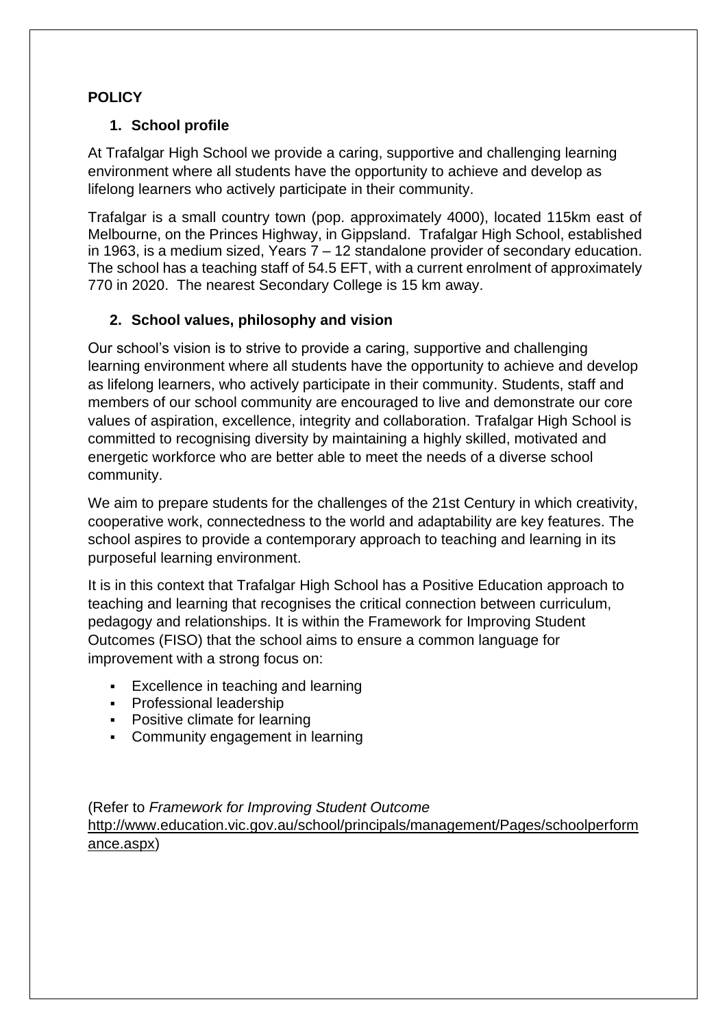**POLICY**

1. **School profile**

At Trafalgar High School we provide a caring, supportive and challenging learning environment where all students have the opportunity to achieve and develop as lifelong learners who actively participate in their community.

Trafalgar is a small country town (pop. approximately 4000), located 115km east of Melbourne, on the Princes Highway, in Gippsland. Trafalgar High School, established in 1963, is a medium sized, Years 7 – 12 standalone provider of secondary education. The school has a teaching staff of 54.5 EFT, with a current enrolment of approximately 770 in 2020. The nearest Secondary College is 15 km away.

2. **School values, philosophy and vision**

Our school's vision is to strive to provide a caring, supportive and challenging learning environment where all students have the opportunity to achieve and develop as lifelong learners, who actively participate in their community. Students, staff and members of our school community are encouraged to live and demonstrate our core values of aspiration, excellence, integrity and collaboration. Trafalgar High School is committed to recognising diversity by maintaining a highly skilled, motivated and energetic workforce who are better able to meet the needs of a diverse school community.

We aim to prepare students for the challenges of the 21st Century in which creativity, cooperative work, connectedness to the world and adaptability are key features. The school aspires to provide a contemporary approach to teaching and learning in its purposeful learning environment.

It is in this context that Trafalgar High School has a Positive Education approach to teaching and learning that recognises the critical connection between curriculum, pedagogy and relationships. It is within the Framework for Improving Student Outcomes (FISO) that the school aims to ensure a common language for improvement with a strong focus on:

- Excellence in teaching and learning
- Professional leadership
- Positive climate for learning
- Community engagement in learning

(Refer to *Framework for Improving Student Outcome* http://www.education.vic.gov.au/school/principals/management/Pages/schoolperformance.aspx)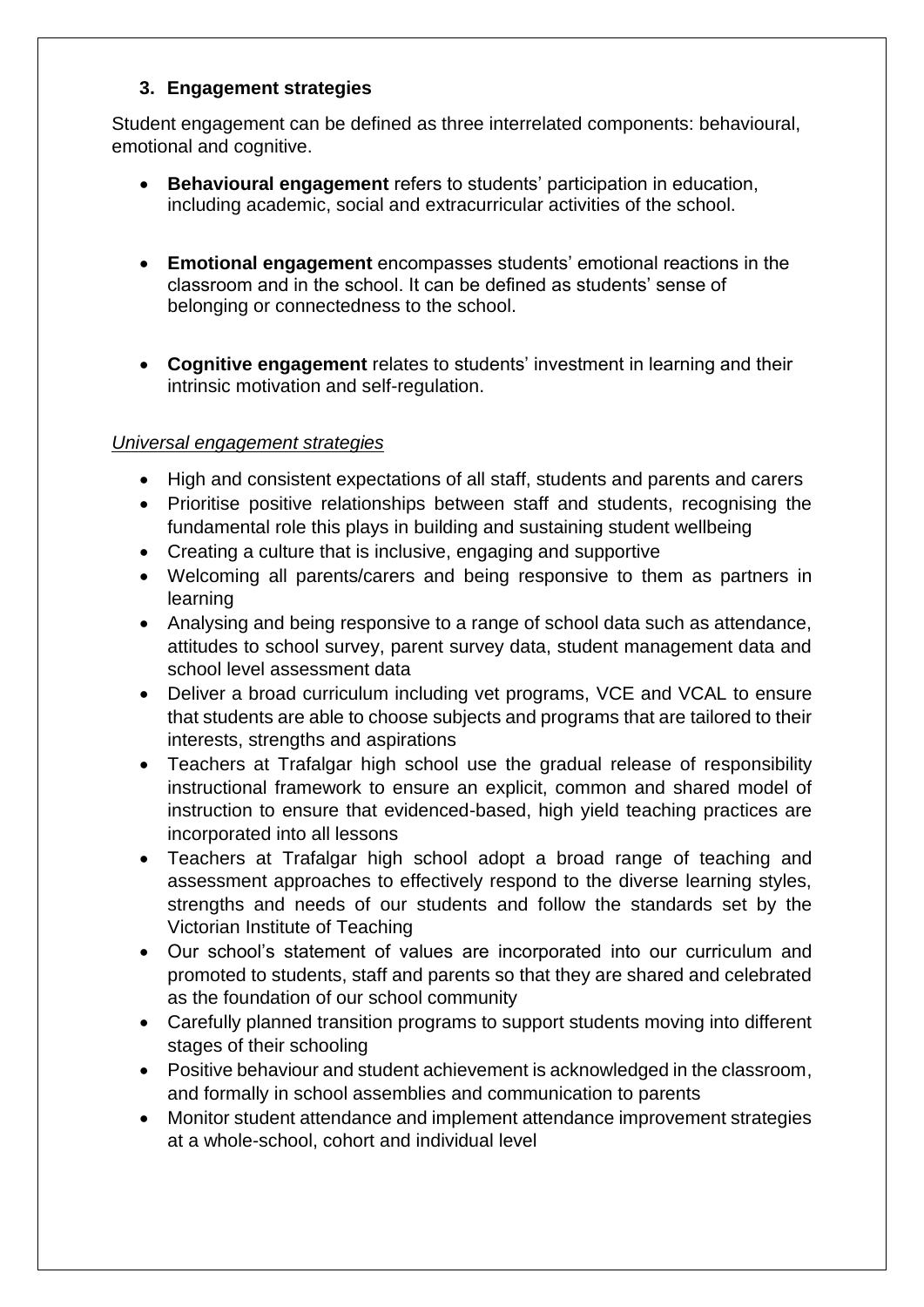### 3. Engagement strategies

Student engagement can be defined as three interrelated components: behavioural, emotional and cognitive.

- **Behavioural engagement** refers to students' participation in education, including academic, social and extracurricular activities of the school.
- **Emotional engagement** encompasses students' emotional reactions in the classroom and in the school. It can be defined as students' sense of belonging or connectedness to the school.
- **Cognitive engagement** relates to students' investment in learning and their intrinsic motivation and self-regulation.

*Universal engagement strategies*

- High and consistent expectations of all staff, students and parents and carers
- Prioritise positive relationships between staff and students, recognising the fundamental role this plays in building and sustaining student wellbeing
- Creating a culture that is inclusive, engaging and supportive
- Welcoming all parents/carers and being responsive to them as partners in learning
- Analysing and being responsive to a range of school data such as attendance, attitudes to school survey, parent survey data, student management data and school level assessment data
- Deliver a broad curriculum including vet programs, VCE and VCAL to ensure that students are able to choose subjects and programs that are tailored to their interests, strengths and aspirations
- Teachers at Trafalgar high school use the gradual release of responsibility instructional framework to ensure an explicit, common and shared model of instruction to ensure that evidenced-based, high yield teaching practices are incorporated into all lessons
- Teachers at Trafalgar high school adopt a broad range of teaching and assessment approaches to effectively respond to the diverse learning styles, strengths and needs of our students and follow the standards set by the Victorian Institute of Teaching
- Our school's statement of values are incorporated into our curriculum and promoted to students, staff and parents so that they are shared and celebrated as the foundation of our school community
- Carefully planned transition programs to support students moving into different stages of their schooling
- Positive behaviour and student achievement is acknowledged in the classroom, and formally in school assemblies and communication to parents
- Monitor student attendance and implement attendance improvement strategies at a whole-school, cohort and individual level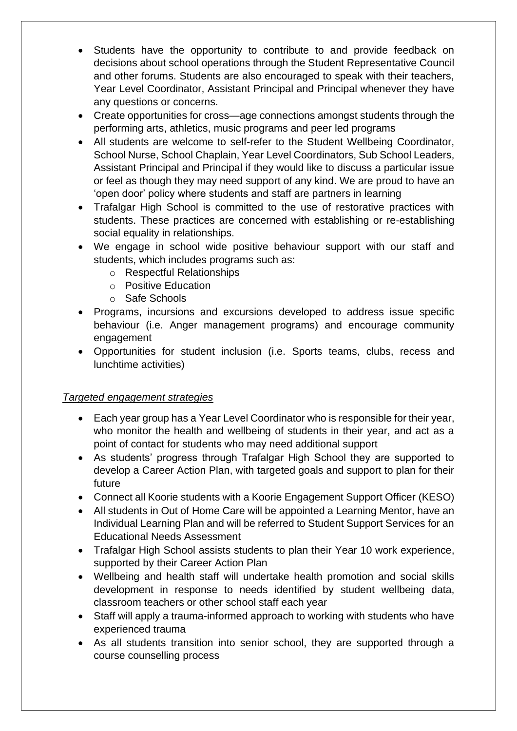- Students have the opportunity to contribute to and provide feedback on decisions about school operations through the Student Representative Council and other forums. Students are also encouraged to speak with their teachers, Year Level Coordinator, Assistant Principal and Principal whenever they have any questions or concerns.
- Create opportunities for cross—age connections amongst students through the performing arts, athletics, music programs and peer led programs
- All students are welcome to self-refer to the Student Wellbeing Coordinator, School Nurse, School Chaplain, Year Level Coordinators, Sub School Leaders, Assistant Principal and Principal if they would like to discuss a particular issue or feel as though they may need support of any kind. We are proud to have an 'open door' policy where students and staff are partners in learning
- Trafalgar High School is committed to the use of restorative practices with students. These practices are concerned with establishing or re-establishing social equality in relationships.
- We engage in school wide positive behaviour support with our staff and students, which includes programs such as:
    - Respectful Relationships
    - Positive Education
    - Safe Schools
- Programs, incursions and excursions developed to address issue specific behaviour (i.e. Anger management programs) and encourage community engagement
- Opportunities for student inclusion (i.e. Sports teams, clubs, recess and lunchtime activities)

*Targeted engagement strategies*

- Each year group has a Year Level Coordinator who is responsible for their year, who monitor the health and wellbeing of students in their year, and act as a point of contact for students who may need additional support
- As students' progress through Trafalgar High School they are supported to develop a Career Action Plan, with targeted goals and support to plan for their future
- Connect all Koorie students with a Koorie Engagement Support Officer (KESO)
- All students in Out of Home Care will be appointed a Learning Mentor, have an Individual Learning Plan and will be referred to Student Support Services for an Educational Needs Assessment
- Trafalgar High School assists students to plan their Year 10 work experience, supported by their Career Action Plan
- Wellbeing and health staff will undertake health promotion and social skills development in response to needs identified by student wellbeing data, classroom teachers or other school staff each year
- Staff will apply a trauma-informed approach to working with students who have experienced trauma
- As all students transition into senior school, they are supported through a course counselling process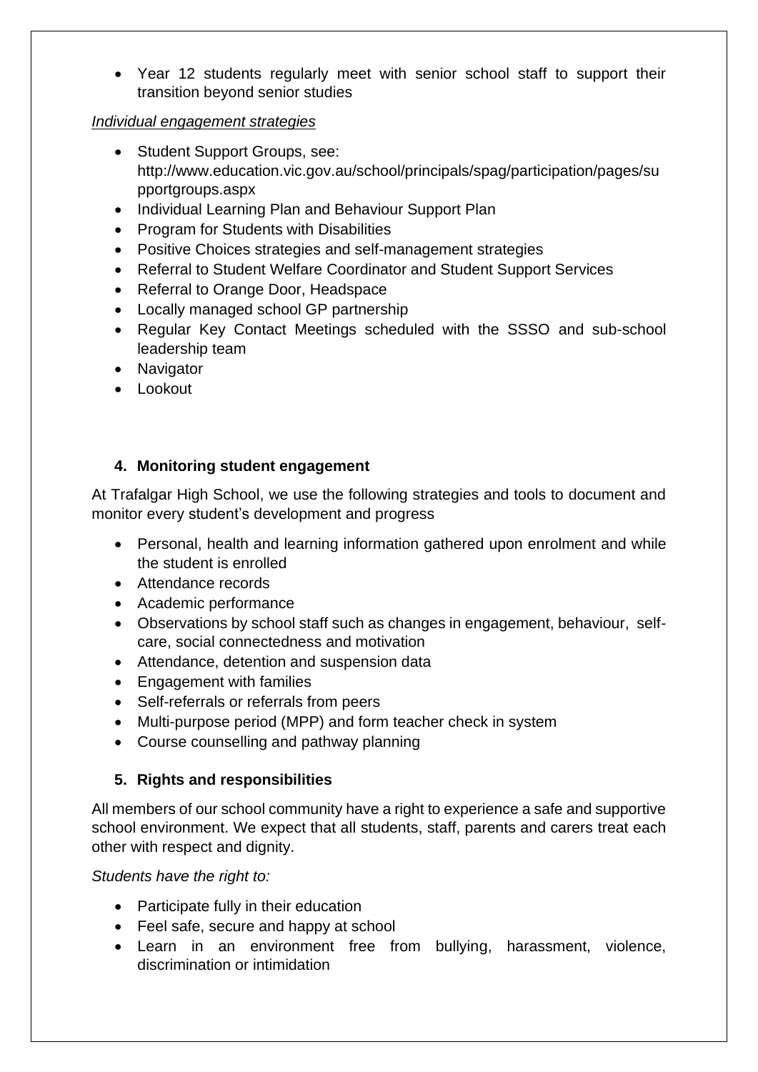- Year 12 students regularly meet with senior school staff to support their transition beyond senior studies

*Individual engagement strategies*

- Student Support Groups, see: http://www.education.vic.gov.au/school/principals/spag/participation/pages/supportgroups.aspx
- Individual Learning Plan and Behaviour Support Plan
- Program for Students with Disabilities
- Positive Choices strategies and self-management strategies
- Referral to Student Welfare Coordinator and Student Support Services
- Referral to Orange Door, Headspace
- Locally managed school GP partnership
- Regular Key Contact Meetings scheduled with the SSSO and sub-school leadership team
- Navigator
- Lookout

## 4. Monitoring student engagement

At Trafalgar High School, we use the following strategies and tools to document and monitor every student's development and progress

- Personal, health and learning information gathered upon enrolment and while the student is enrolled
- Attendance records
- Academic performance
- Observations by school staff such as changes in engagement, behaviour, self-care, social connectedness and motivation
- Attendance, detention and suspension data
- Engagement with families
- Self-referrals or referrals from peers
- Multi-purpose period (MPP) and form teacher check in system
- Course counselling and pathway planning

## 5. Rights and responsibilities

All members of our school community have a right to experience a safe and supportive school environment. We expect that all students, staff, parents and carers treat each other with respect and dignity.

*Students have the right to:*

- Participate fully in their education
- Feel safe, secure and happy at school
- Learn in an environment free from bullying, harassment, violence, discrimination or intimidation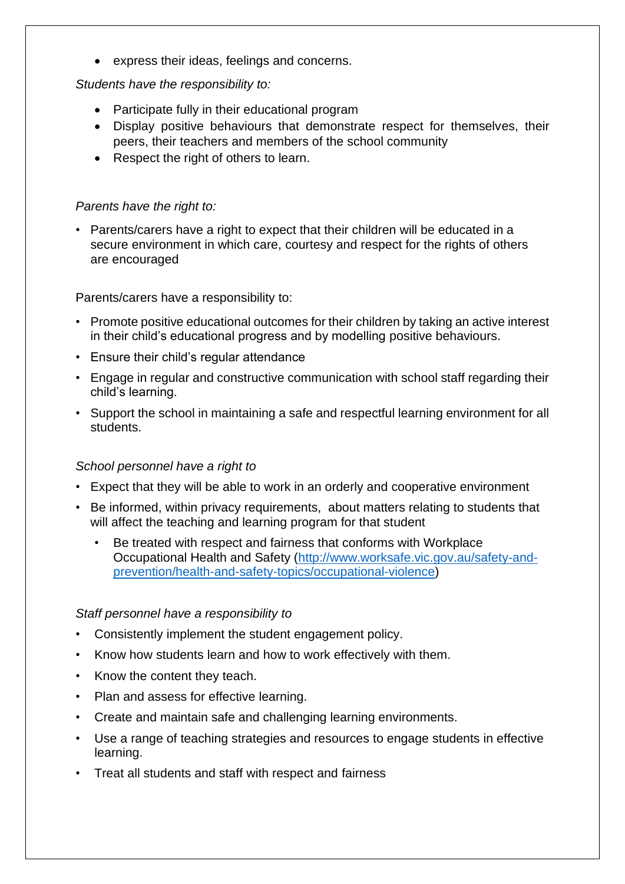- express their ideas, feelings and concerns.

*Students have the responsibility to:*

- Participate fully in their educational program
- Display positive behaviours that demonstrate respect for themselves, their peers, their teachers and members of the school community
- Respect the right of others to learn.

*Parents have the right to:*

- Parents/carers have a right to expect that their children will be educated in a secure environment in which care, courtesy and respect for the rights of others are encouraged

Parents/carers have a responsibility to:

- Promote positive educational outcomes for their children by taking an active interest in their child's educational progress and by modelling positive behaviours.
- Ensure their child's regular attendance
- Engage in regular and constructive communication with school staff regarding their child's learning.
- Support the school in maintaining a safe and respectful learning environment for all students.

*School personnel have a right to*

- Expect that they will be able to work in an orderly and cooperative environment
- Be informed, within privacy requirements, about matters relating to students that will affect the teaching and learning program for that student
  - Be treated with respect and fairness that conforms with Workplace Occupational Health and Safety ([http://www.worksafe.vic.gov.au/safety-and-prevention/health-and-safety-topics/occupational-violence](http://www.worksafe.vic.gov.au/safety-and-prevention/health-and-safety-topics/occupational-violence))

*Staff personnel have a responsibility to*

- Consistently implement the student engagement policy.
- Know how students learn and how to work effectively with them.
- Know the content they teach.
- Plan and assess for effective learning.
- Create and maintain safe and challenging learning environments.
- Use a range of teaching strategies and resources to engage students in effective learning.
- Treat all students and staff with respect and fairness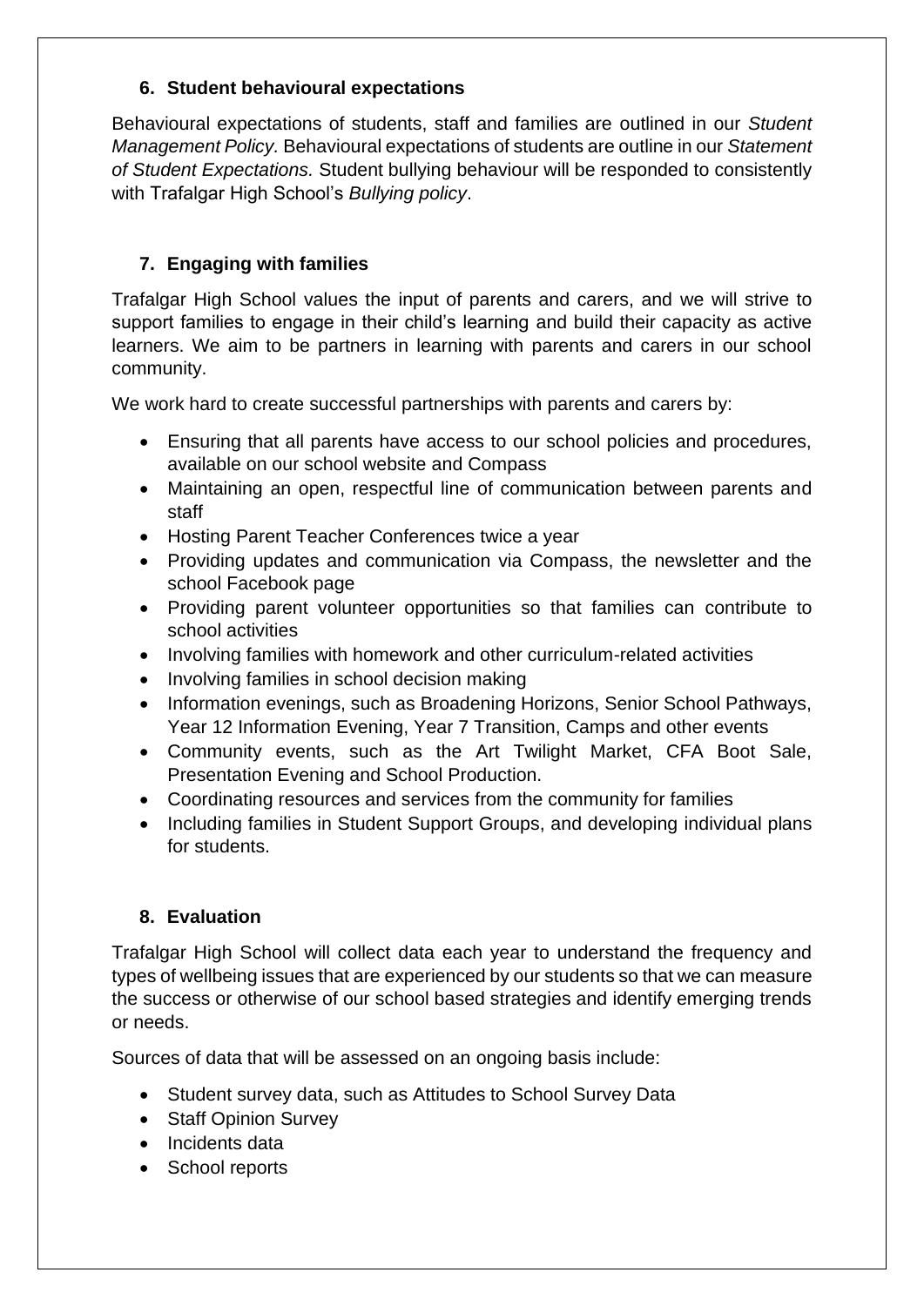## 6. Student behavioural expectations

Behavioural expectations of students, staff and families are outlined in our *Student Management Policy.* Behavioural expectations of students are outline in our *Statement of Student Expectations.* Student bullying behaviour will be responded to consistently with Trafalgar High School's *Bullying policy*.

## 7. Engaging with families

Trafalgar High School values the input of parents and carers, and we will strive to support families to engage in their child's learning and build their capacity as active learners. We aim to be partners in learning with parents and carers in our school community.

We work hard to create successful partnerships with parents and carers by:

- Ensuring that all parents have access to our school policies and procedures, available on our school website and Compass
- Maintaining an open, respectful line of communication between parents and staff
- Hosting Parent Teacher Conferences twice a year
- Providing updates and communication via Compass, the newsletter and the school Facebook page
- Providing parent volunteer opportunities so that families can contribute to school activities
- Involving families with homework and other curriculum-related activities
- Involving families in school decision making
- Information evenings, such as Broadening Horizons, Senior School Pathways, Year 12 Information Evening, Year 7 Transition, Camps and other events
- Community events, such as the Art Twilight Market, CFA Boot Sale, Presentation Evening and School Production.
- Coordinating resources and services from the community for families
- Including families in Student Support Groups, and developing individual plans for students.

## 8. Evaluation

Trafalgar High School will collect data each year to understand the frequency and types of wellbeing issues that are experienced by our students so that we can measure the success or otherwise of our school based strategies and identify emerging trends or needs.

Sources of data that will be assessed on an ongoing basis include:

- Student survey data, such as Attitudes to School Survey Data
- Staff Opinion Survey
- Incidents data
- School reports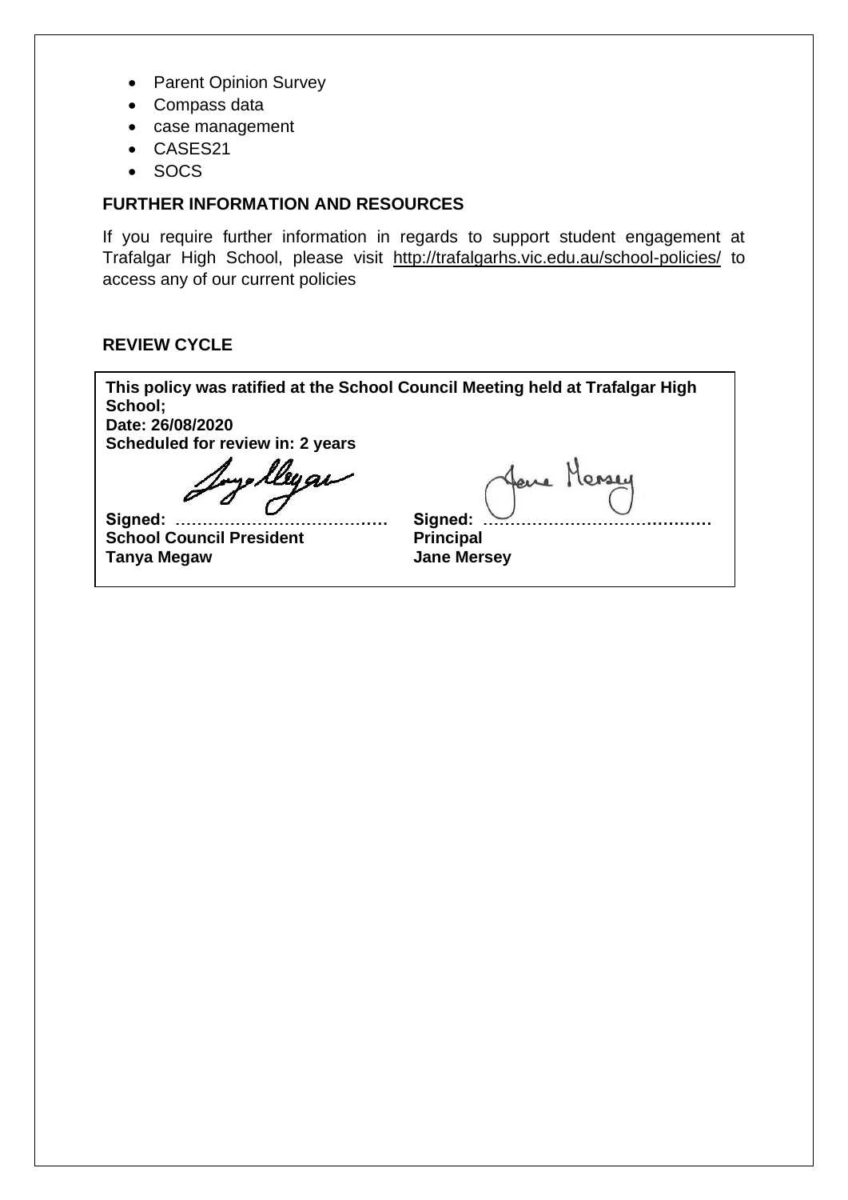- Parent Opinion Survey
- Compass data
- case management
- CASES21
- SOCS

## FURTHER INFORMATION AND RESOURCES

If you require further information in regards to support student engagement at Trafalgar High School, please visit http://trafalgarhs.vic.edu.au/school-policies/ to access any of our current policies

## REVIEW CYCLE

**This policy was ratified at the School Council Meeting held at Trafalgar High School;**
**Date: 26/08/2020**
**Scheduled for review in: 2 years**

| | |
|---|---|
| **Signed:** ………………………………… | **Signed:** …………………………………… |
| **School Council President** | **Principal** |
| **Tanya Megaw** | **Jane Mersey** |